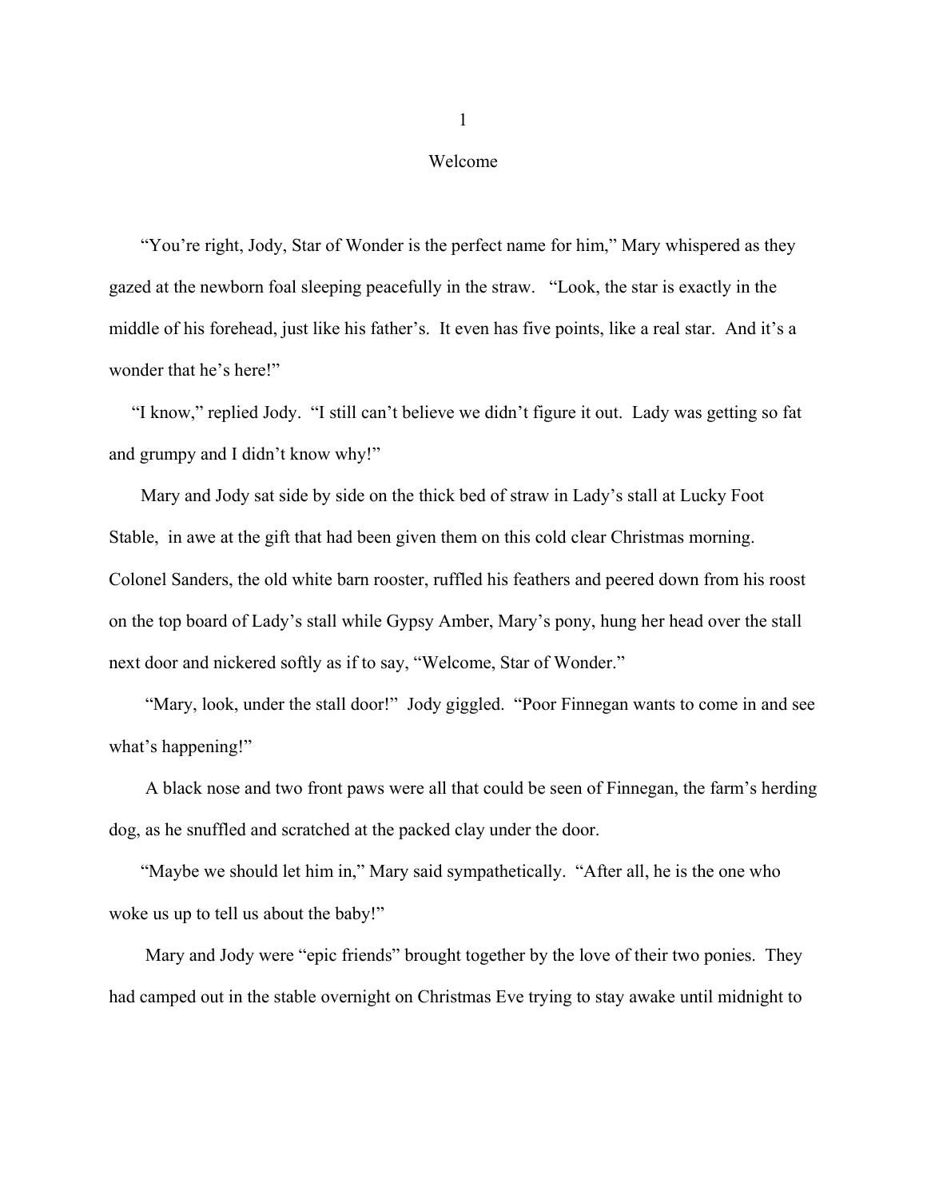# 1

## Welcome

"You're right, Jody, Star of Wonder is the perfect name for him," Mary whispered as they gazed at the newborn foal sleeping peacefully in the straw. "Look, the star is exactly in the middle of his forehead, just like his father's. It even has five points, like a real star. And it's a wonder that he's here!"

"I know," replied Jody. "I still can't believe we didn't figure it out. Lady was getting so fat and grumpy and I didn't know why!"

Mary and Jody sat side by side on the thick bed of straw in Lady's stall at Lucky Foot Stable, in awe at the gift that had been given them on this cold clear Christmas morning. Colonel Sanders, the old white barn rooster, ruffled his feathers and peered down from his roost on the top board of Lady's stall while Gypsy Amber, Mary's pony, hung her head over the stall next door and nickered softly as if to say, "Welcome, Star of Wonder."

"Mary, look, under the stall door!" Jody giggled. "Poor Finnegan wants to come in and see what's happening!"

A black nose and two front paws were all that could be seen of Finnegan, the farm's herding dog, as he snuffled and scratched at the packed clay under the door.

"Maybe we should let him in," Mary said sympathetically. "After all, he is the one who woke us up to tell us about the baby!"

Mary and Jody were "epic friends" brought together by the love of their two ponies. They had camped out in the stable overnight on Christmas Eve trying to stay awake until midnight to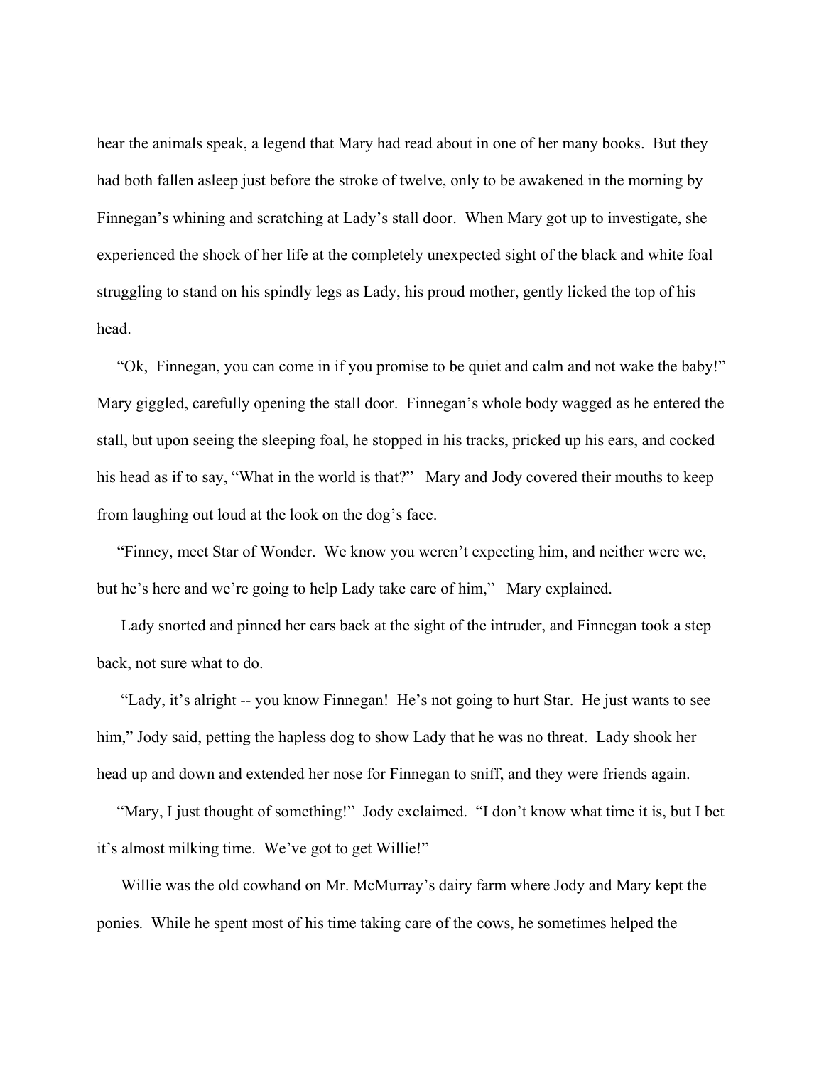hear the animals speak, a legend that Mary had read about in one of her many books. But they had both fallen asleep just before the stroke of twelve, only to be awakened in the morning by Finnegan's whining and scratching at Lady's stall door. When Mary got up to investigate, she experienced the shock of her life at the completely unexpected sight of the black and white foal struggling to stand on his spindly legs as Lady, his proud mother, gently licked the top of his head.

"Ok, Finnegan, you can come in if you promise to be quiet and calm and not wake the baby!" Mary giggled, carefully opening the stall door. Finnegan's whole body wagged as he entered the stall, but upon seeing the sleeping foal, he stopped in his tracks, pricked up his ears, and cocked his head as if to say, "What in the world is that?" Mary and Jody covered their mouths to keep from laughing out loud at the look on the dog's face.

"Finney, meet Star of Wonder. We know you weren't expecting him, and neither were we, but he's here and we're going to help Lady take care of him," Mary explained.

Lady snorted and pinned her ears back at the sight of the intruder, and Finnegan took a step back, not sure what to do.

"Lady, it's alright -- you know Finnegan! He's not going to hurt Star. He just wants to see him," Jody said, petting the hapless dog to show Lady that he was no threat. Lady shook her head up and down and extended her nose for Finnegan to sniff, and they were friends again.

"Mary, I just thought of something!" Jody exclaimed. "I don't know what time it is, but I bet it's almost milking time. We've got to get Willie!"

Willie was the old cowhand on Mr. McMurray's dairy farm where Jody and Mary kept the ponies. While he spent most of his time taking care of the cows, he sometimes helped the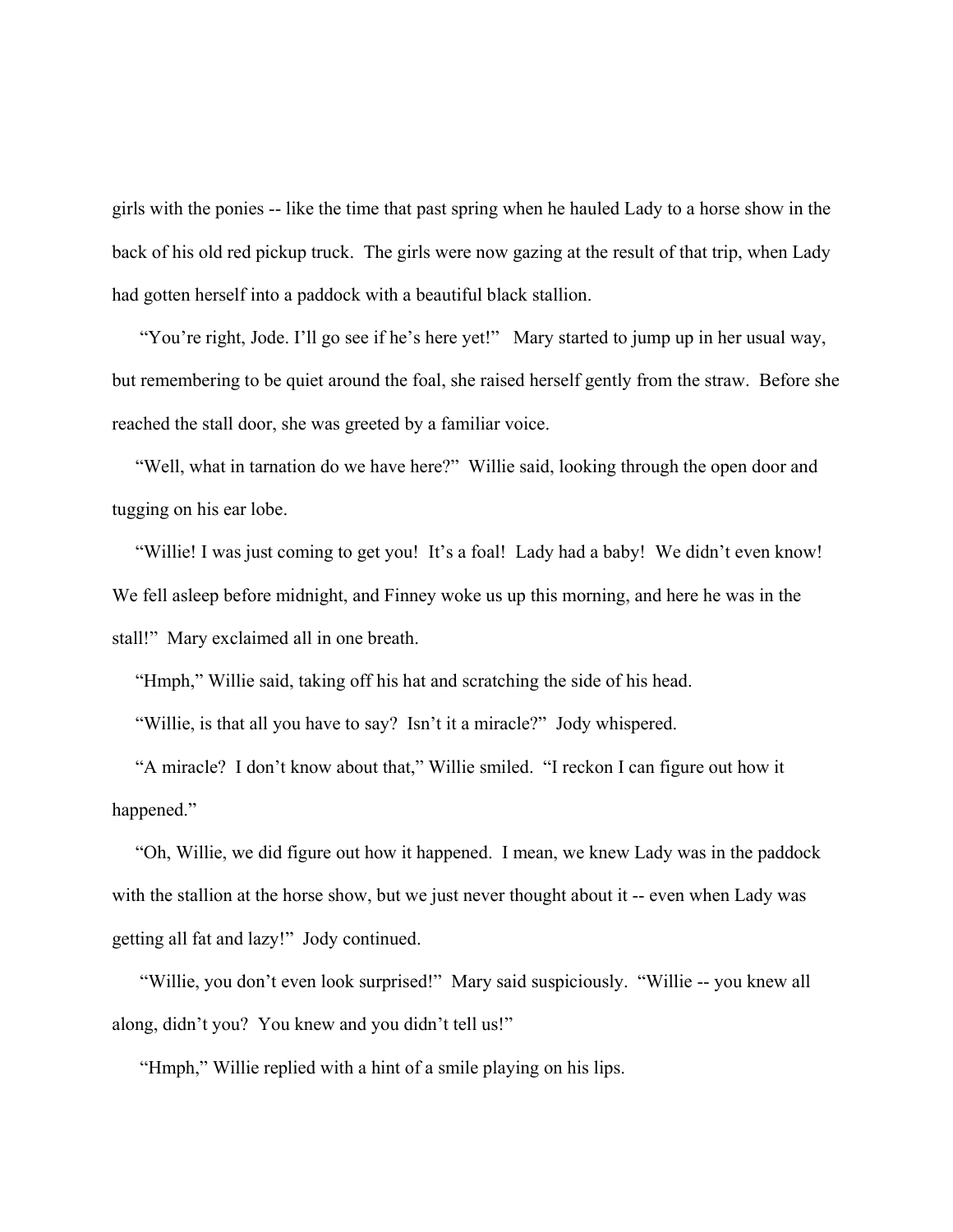girls with the ponies -- like the time that past spring when he hauled Lady to a horse show in the back of his old red pickup truck. The girls were now gazing at the result of that trip, when Lady had gotten herself into a paddock with a beautiful black stallion.

"You're right, Jode. I'll go see if he's here yet!" Mary started to jump up in her usual way, but remembering to be quiet around the foal, she raised herself gently from the straw. Before she reached the stall door, she was greeted by a familiar voice.

"Well, what in tarnation do we have here?" Willie said, looking through the open door and tugging on his ear lobe.

"Willie! I was just coming to get you! It's a foal! Lady had a baby! We didn't even know! We fell asleep before midnight, and Finney woke us up this morning, and here he was in the stall!" Mary exclaimed all in one breath.

"Hmph," Willie said, taking off his hat and scratching the side of his head.

"Willie, is that all you have to say? Isn't it a miracle?" Jody whispered.

"A miracle? I don't know about that," Willie smiled. "I reckon I can figure out how it happened."

"Oh, Willie, we did figure out how it happened. I mean, we knew Lady was in the paddock with the stallion at the horse show, but we just never thought about it -- even when Lady was getting all fat and lazy!" Jody continued.

"Willie, you don't even look surprised!" Mary said suspiciously. "Willie -- you knew all along, didn't you? You knew and you didn't tell us!"

"Hmph," Willie replied with a hint of a smile playing on his lips.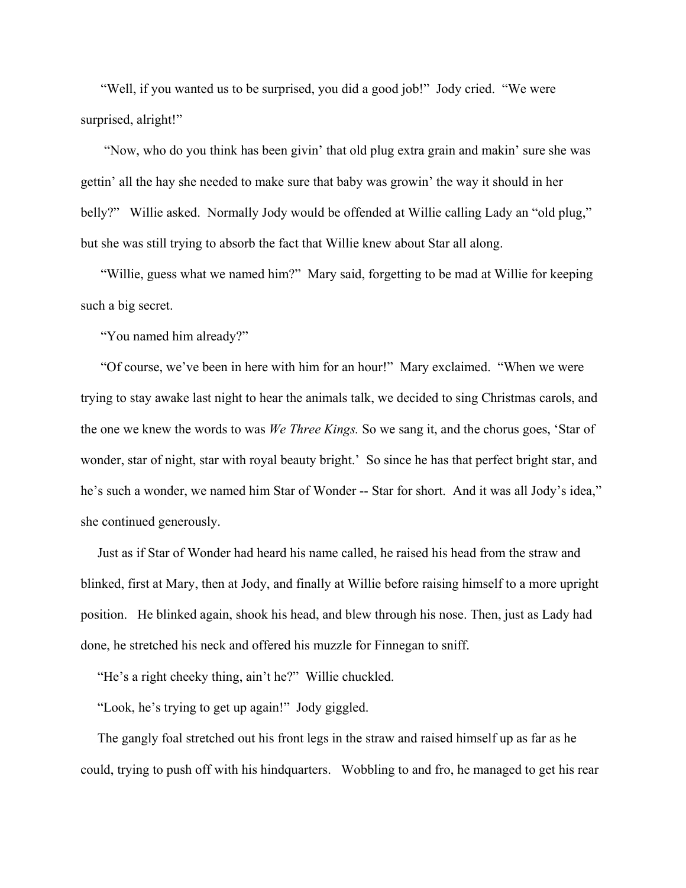"Well, if you wanted us to be surprised, you did a good job!" Jody cried. "We were surprised, alright!"

"Now, who do you think has been givin' that old plug extra grain and makin' sure she was gettin' all the hay she needed to make sure that baby was growin' the way it should in her belly?" Willie asked. Normally Jody would be offended at Willie calling Lady an "old plug," but she was still trying to absorb the fact that Willie knew about Star all along.

"Willie, guess what we named him?" Mary said, forgetting to be mad at Willie for keeping such a big secret.

"You named him already?"

"Of course, we've been in here with him for an hour!" Mary exclaimed. "When we were trying to stay awake last night to hear the animals talk, we decided to sing Christmas carols, and the one we knew the words to was *We Three Kings.* So we sang it, and the chorus goes, 'Star of wonder, star of night, star with royal beauty bright.' So since he has that perfect bright star, and he's such a wonder, we named him Star of Wonder -- Star for short. And it was all Jody's idea," she continued generously.

Just as if Star of Wonder had heard his name called, he raised his head from the straw and blinked, first at Mary, then at Jody, and finally at Willie before raising himself to a more upright position. He blinked again, shook his head, and blew through his nose. Then, just as Lady had done, he stretched his neck and offered his muzzle for Finnegan to sniff.

"He's a right cheeky thing, ain't he?" Willie chuckled.

"Look, he's trying to get up again!" Jody giggled.

The gangly foal stretched out his front legs in the straw and raised himself up as far as he could, trying to push off with his hindquarters. Wobbling to and fro, he managed to get his rear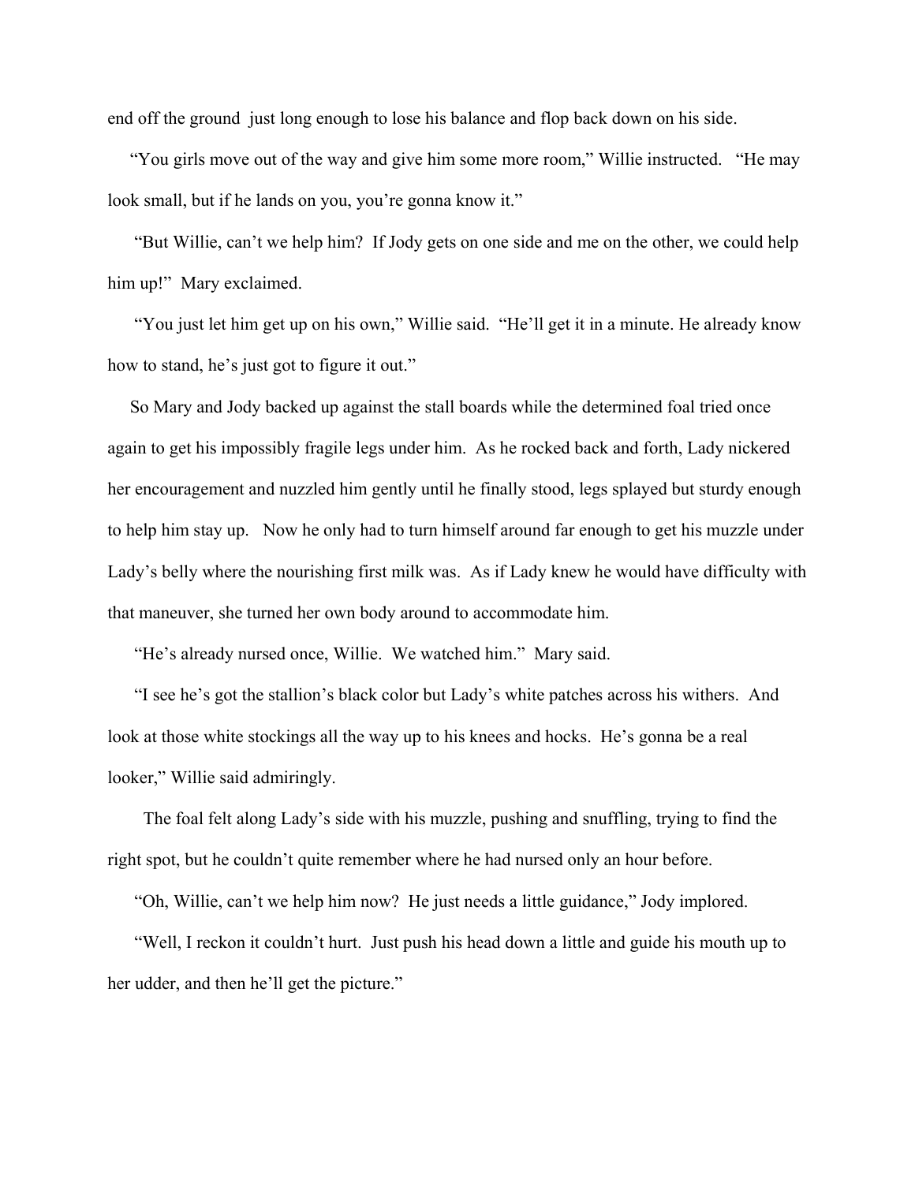end off the ground just long enough to lose his balance and flop back down on his side.

"You girls move out of the way and give him some more room," Willie instructed. "He may look small, but if he lands on you, you're gonna know it."

"But Willie, can't we help him? If Jody gets on one side and me on the other, we could help him up!" Mary exclaimed.

"You just let him get up on his own," Willie said. "He'll get it in a minute. He already know how to stand, he's just got to figure it out."

So Mary and Jody backed up against the stall boards while the determined foal tried once again to get his impossibly fragile legs under him. As he rocked back and forth, Lady nickered her encouragement and nuzzled him gently until he finally stood, legs splayed but sturdy enough to help him stay up. Now he only had to turn himself around far enough to get his muzzle under Lady's belly where the nourishing first milk was. As if Lady knew he would have difficulty with that maneuver, she turned her own body around to accommodate him.

"He's already nursed once, Willie. We watched him." Mary said.

"I see he's got the stallion's black color but Lady's white patches across his withers. And look at those white stockings all the way up to his knees and hocks. He's gonna be a real looker," Willie said admiringly.

The foal felt along Lady's side with his muzzle, pushing and snuffling, trying to find the right spot, but he couldn't quite remember where he had nursed only an hour before.

"Oh, Willie, can't we help him now? He just needs a little guidance," Jody implored.

"Well, I reckon it couldn't hurt. Just push his head down a little and guide his mouth up to her udder, and then he'll get the picture."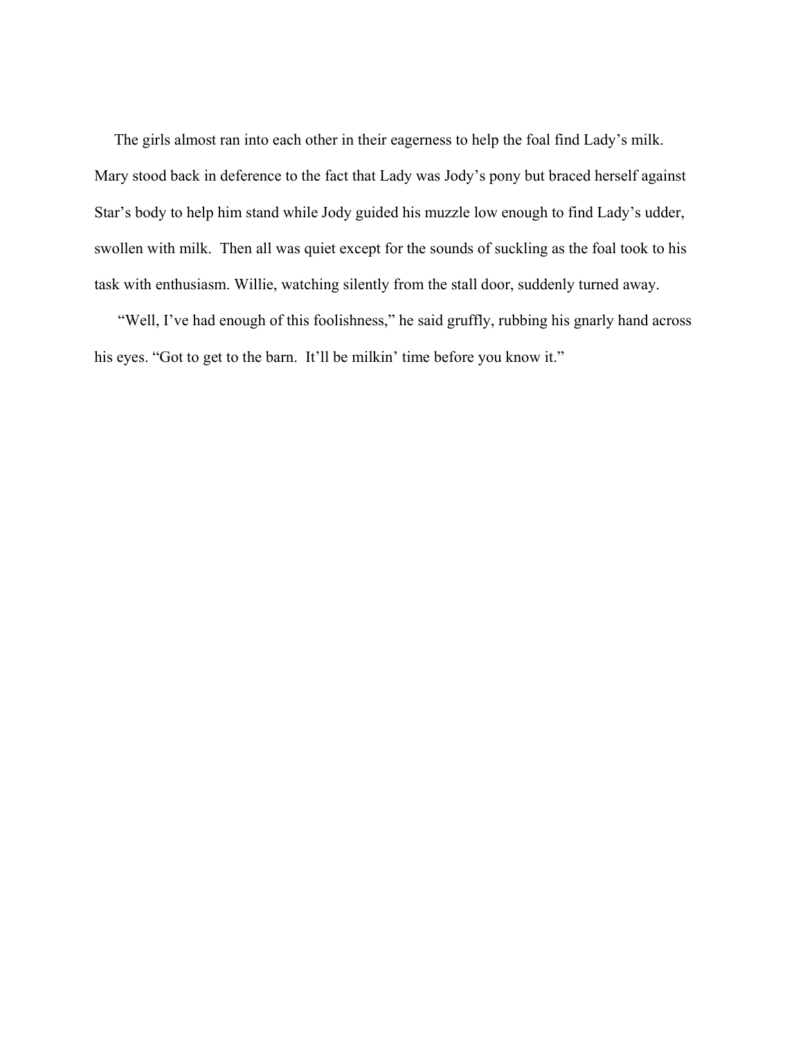The girls almost ran into each other in their eagerness to help the foal find Lady's milk. Mary stood back in deference to the fact that Lady was Jody's pony but braced herself against Star's body to help him stand while Jody guided his muzzle low enough to find Lady's udder, swollen with milk. Then all was quiet except for the sounds of suckling as the foal took to his task with enthusiasm. Willie, watching silently from the stall door, suddenly turned away.

"Well, I've had enough of this foolishness," he said gruffly, rubbing his gnarly hand across his eyes. "Got to get to the barn. It'll be milkin' time before you know it."